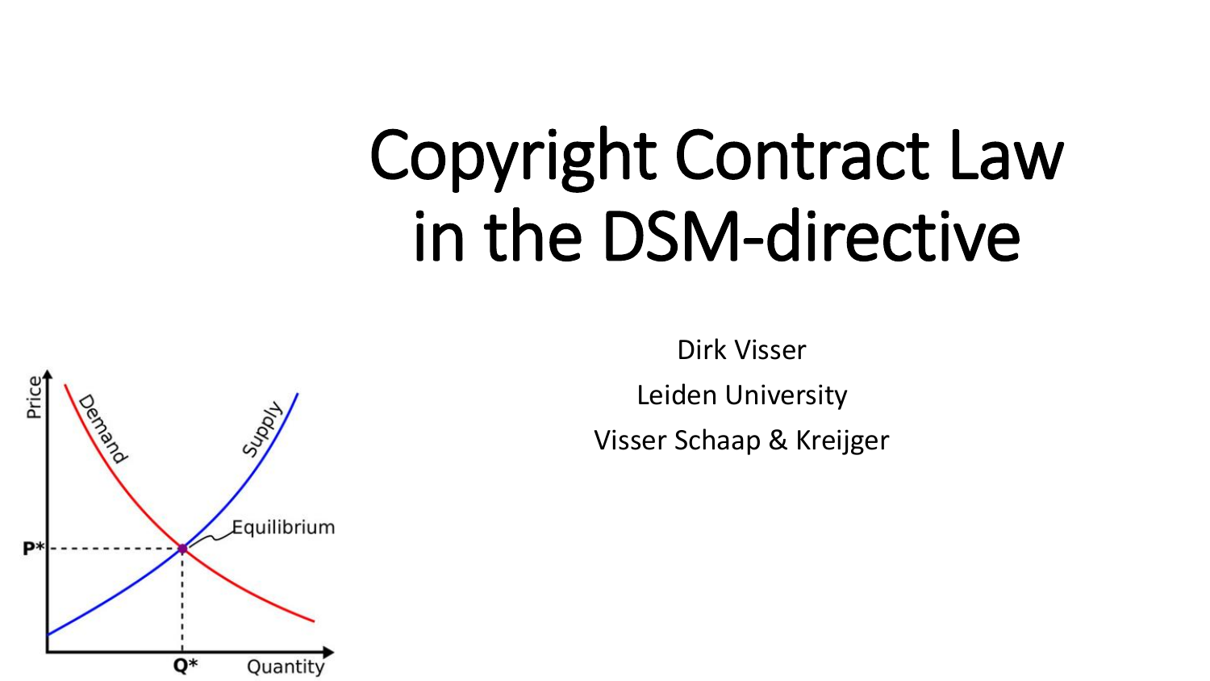# Copyright Contract Law in the DSM-directive

Dirk Visser

Leiden University

Visser Schaap & Kreijger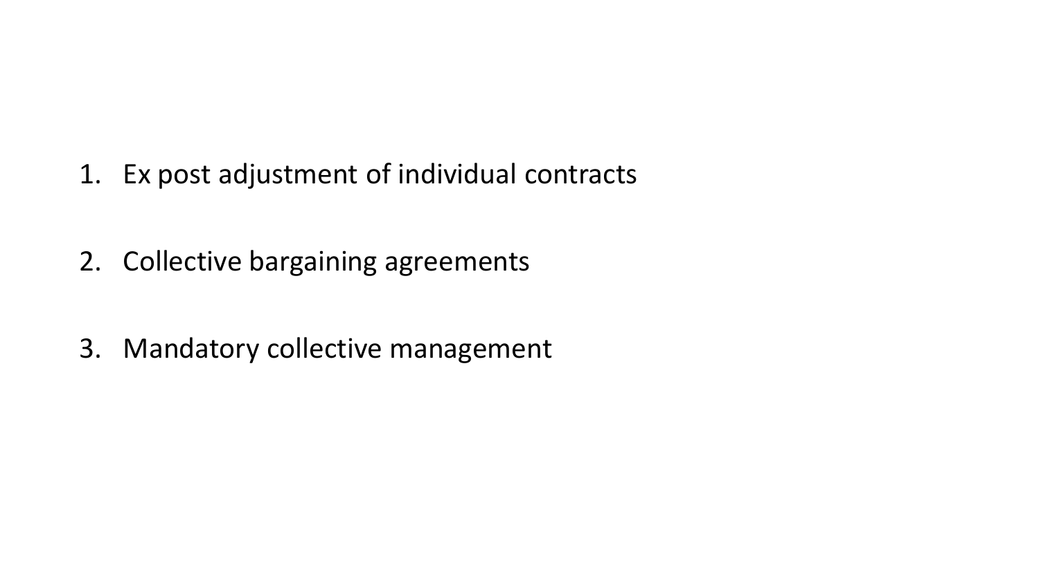1. Ex post adjustment of individual contracts
2. Collective bargaining agreements
3. Mandatory collective management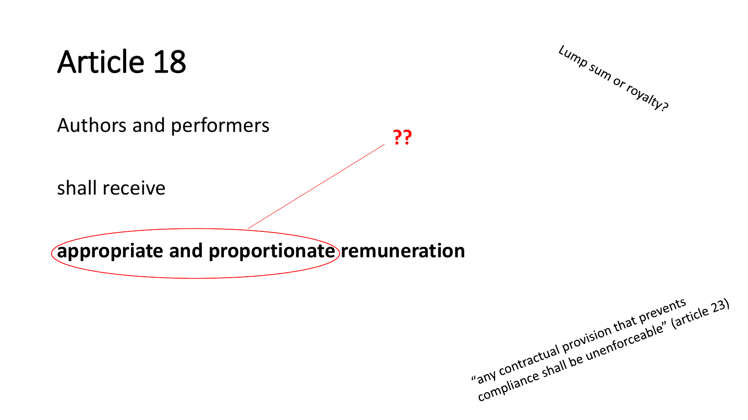# Article 18

Authors and performers

shall receive

**appropriate and proportionate remuneration**

??

Lump sum or royalty?

"any contractual provision that prevents compliance shall be unenforceable" (article 23)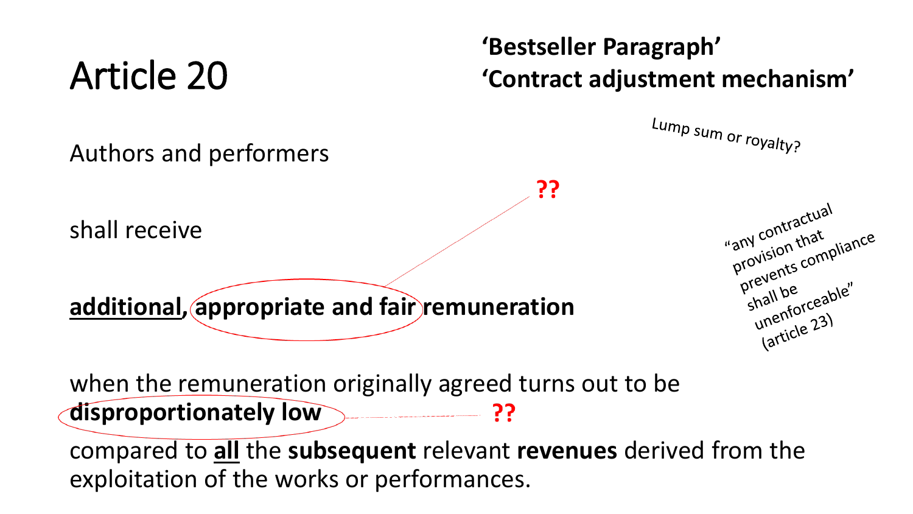# Article 20

**'Bestseller Paragraph'**
**'Contract adjustment mechanism'**

Lump sum or royalty?

Authors and performers

shall receive

**??**

**additional, appropriate and fair remuneration**

"any contractual provision that prevents compliance shall be unenforceable" (article 23)

when the remuneration originally agreed turns out to be **disproportionately low** **??**

compared to **all** the **subsequent** relevant **revenues** derived from the exploitation of the works or performances.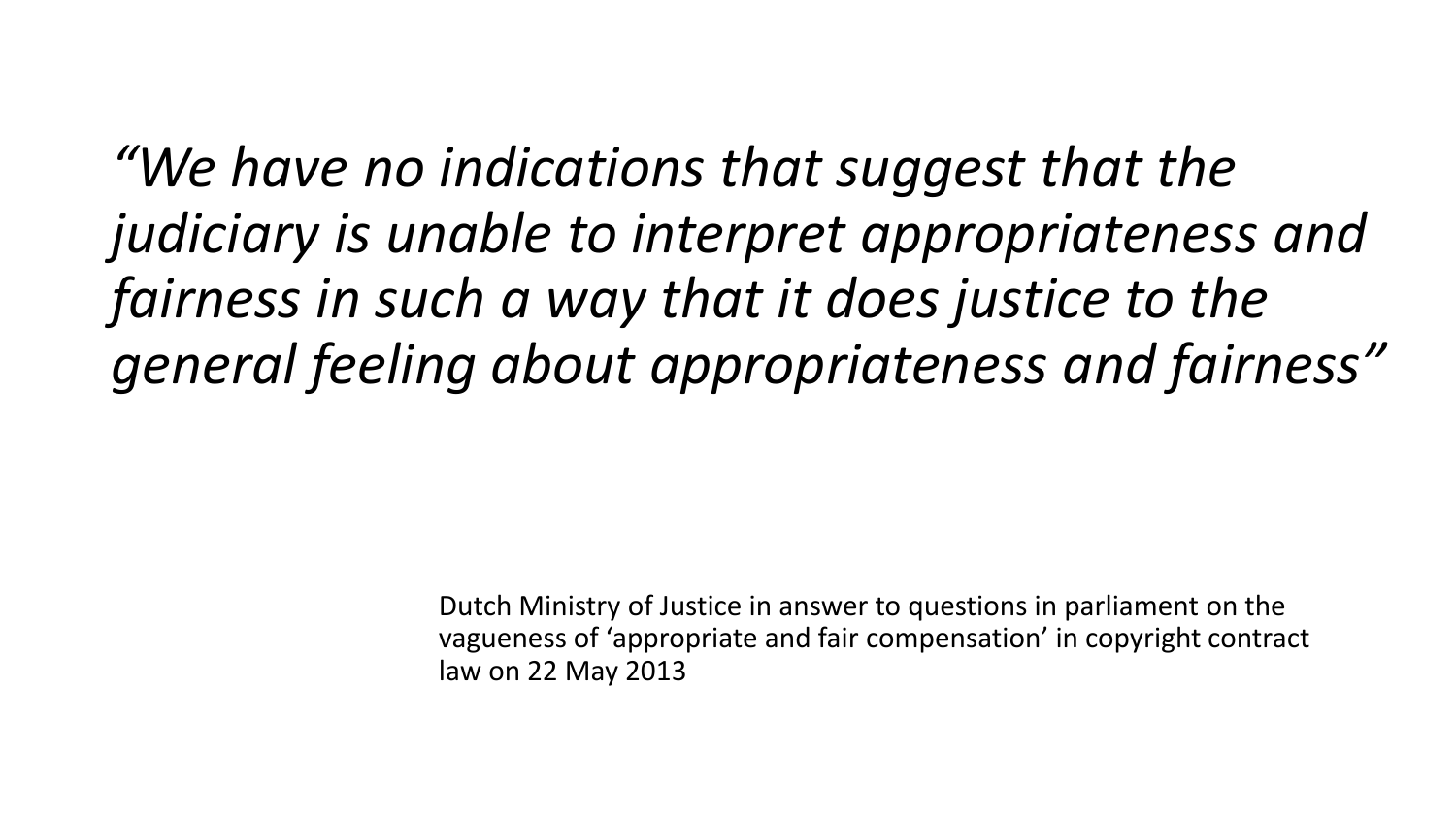*“We have no indications that suggest that the judiciary is unable to interpret appropriateness and fairness in such a way that it does justice to the general feeling about appropriateness and fairness”*

Dutch Ministry of Justice in answer to questions in parliament on the vagueness of ‘appropriate and fair compensation’ in copyright contract law on 22 May 2013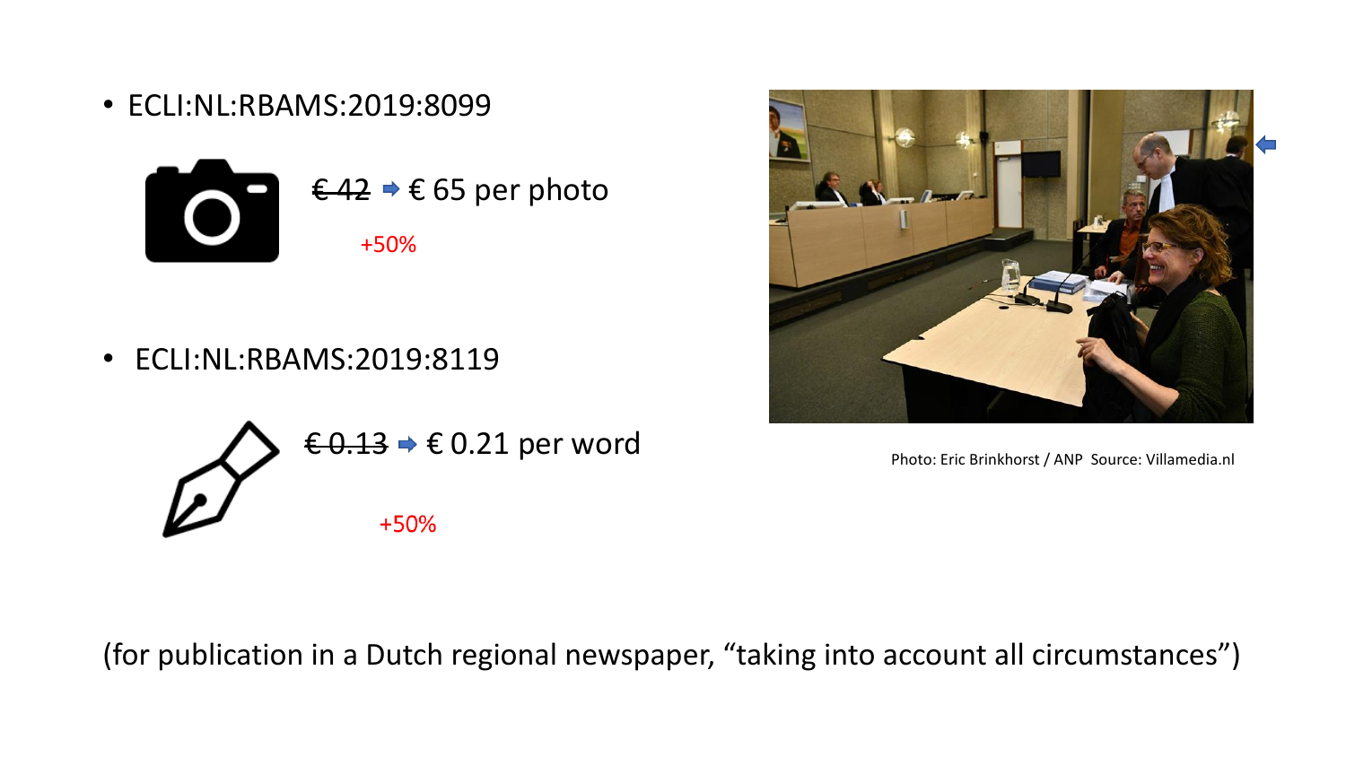- ECLI:NL:RBAMS:2019:8099

~~€ 42~~ ➡ € 65 per photo

+50%

- ECLI:NL:RBAMS:2019:8119

~~€ 0.13~~ ➡ € 0.21 per word

+50%

Photo: Eric Brinkhorst / ANP Source: Villamedia.nl

(for publication in a Dutch regional newspaper, “taking into account all circumstances”)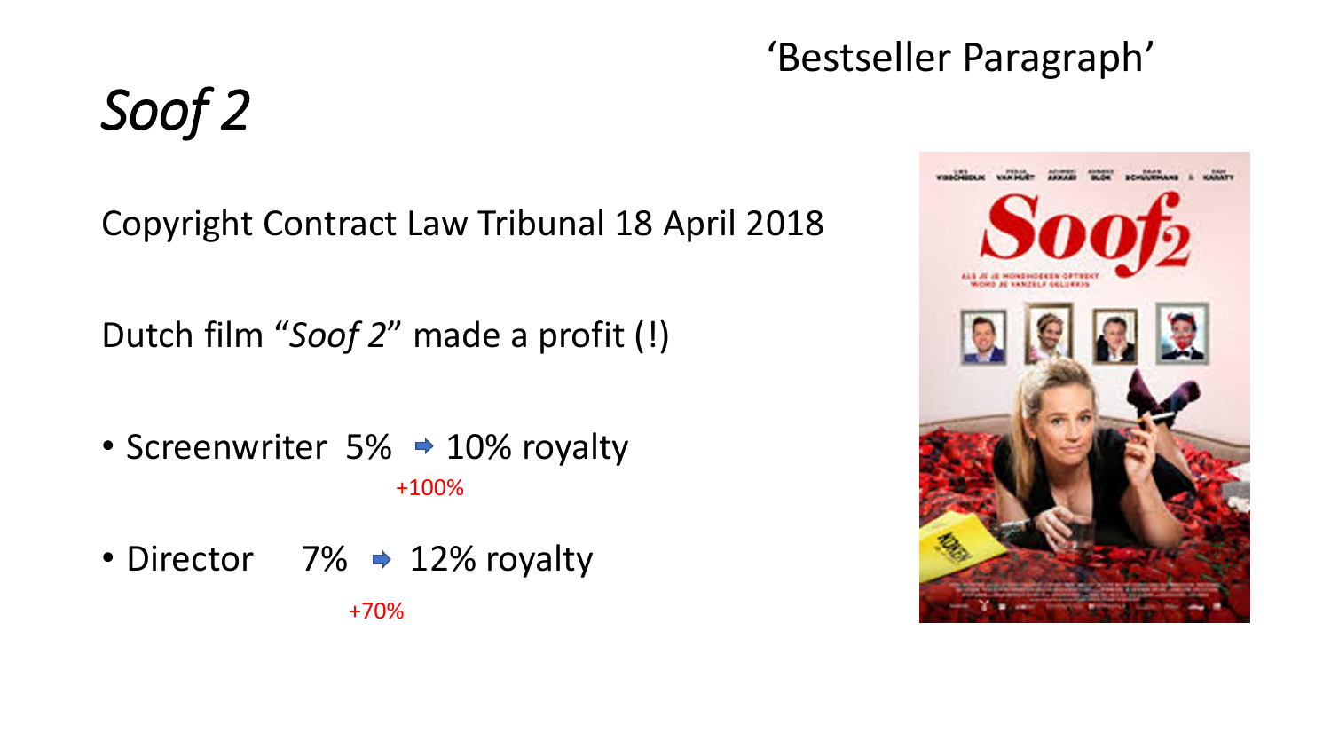‘Bestseller Paragraph’

# *Soof 2*

Copyright Contract Law Tribunal 18 April 2018

Dutch film “*Soof 2*” made a profit (!)

- Screenwriter 5% ➡ 10% royalty
  +100%
- Director 7% ➡ 12% royalty
  +70%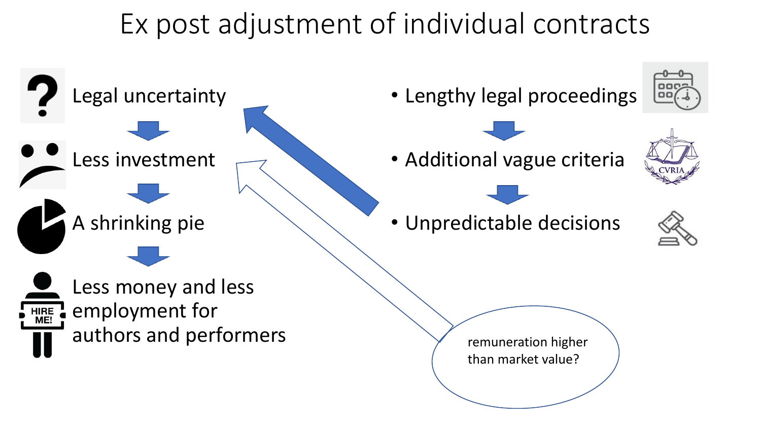# Ex post adjustment of individual contracts

Legal uncertainty

Less investment

A shrinking pie

Less money and less employment for authors and performers

- Lengthy legal proceedings
- Additional vague criteria
- Unpredictable decisions

remuneration higher than market value?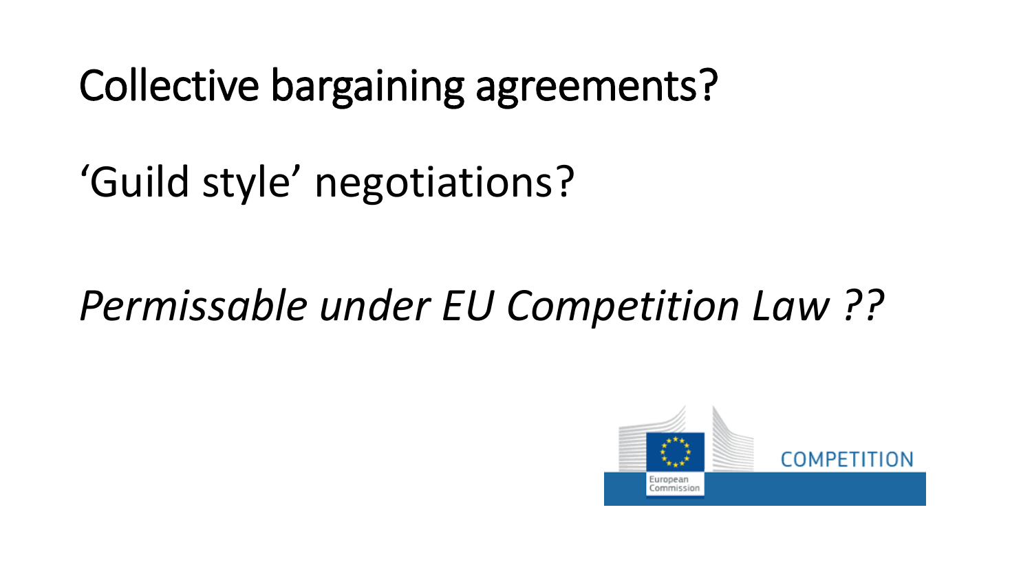Collective bargaining agreements?

'Guild style' negotiations?

*Permissable under EU Competition Law ??*

European Commission

COMPETITION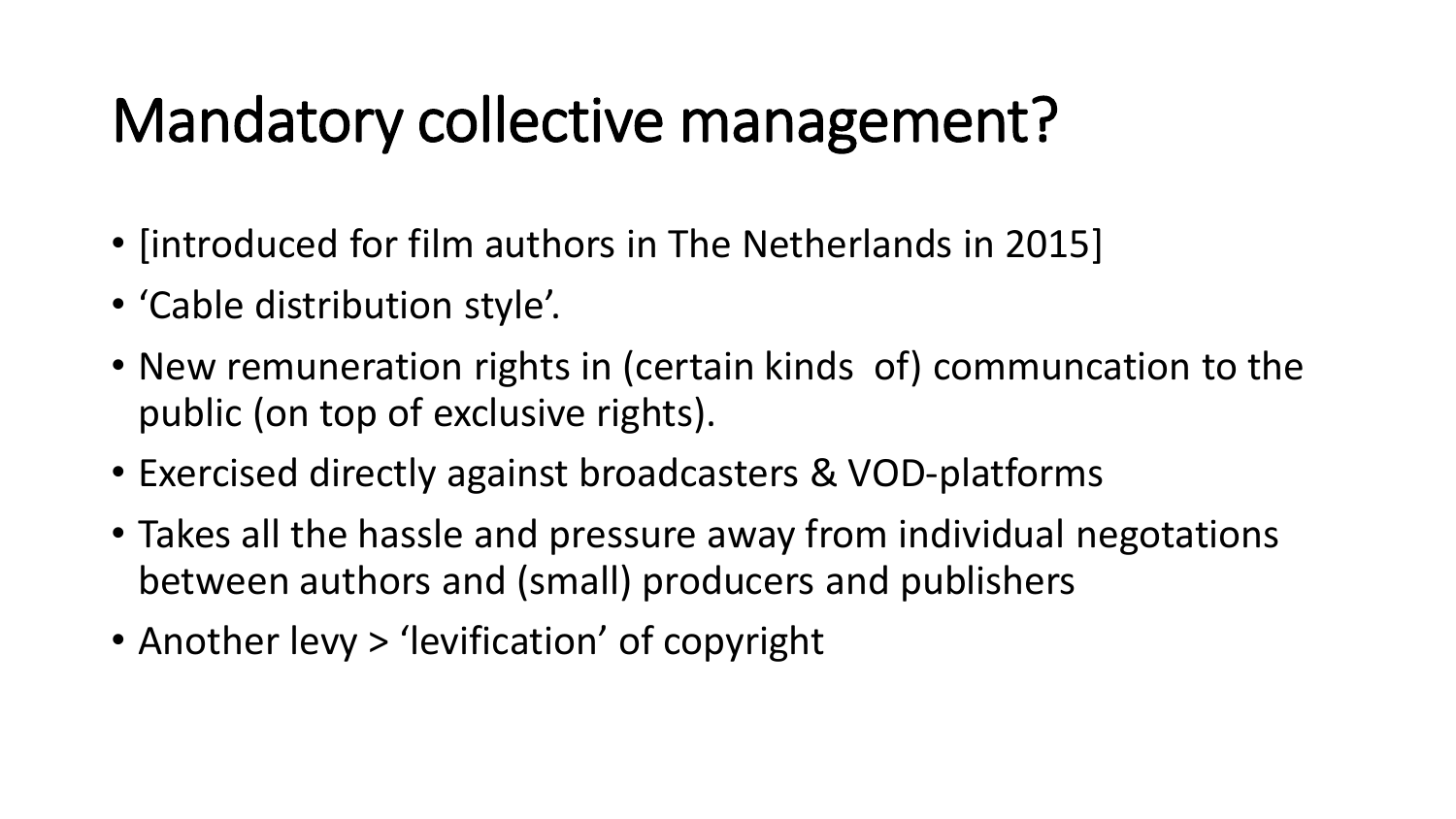# Mandatory collective management?

- [introduced for film authors in The Netherlands in 2015]
- 'Cable distribution style'.
- New remuneration rights in (certain kinds  of) communcation to the public (on top of exclusive rights).
- Exercised directly against broadcasters & VOD-platforms
- Takes all the hassle and pressure away from individual negotations between authors and (small) producers and publishers
- Another levy > 'levification' of copyright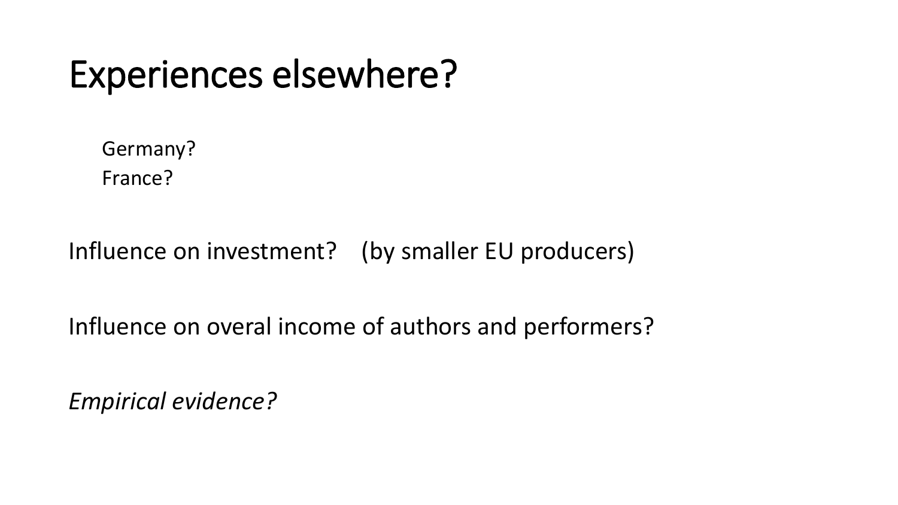# Experiences elsewhere?

Germany?
France?

Influence on investment? (by smaller EU producers)

Influence on overal income of authors and performers?

*Empirical evidence?*